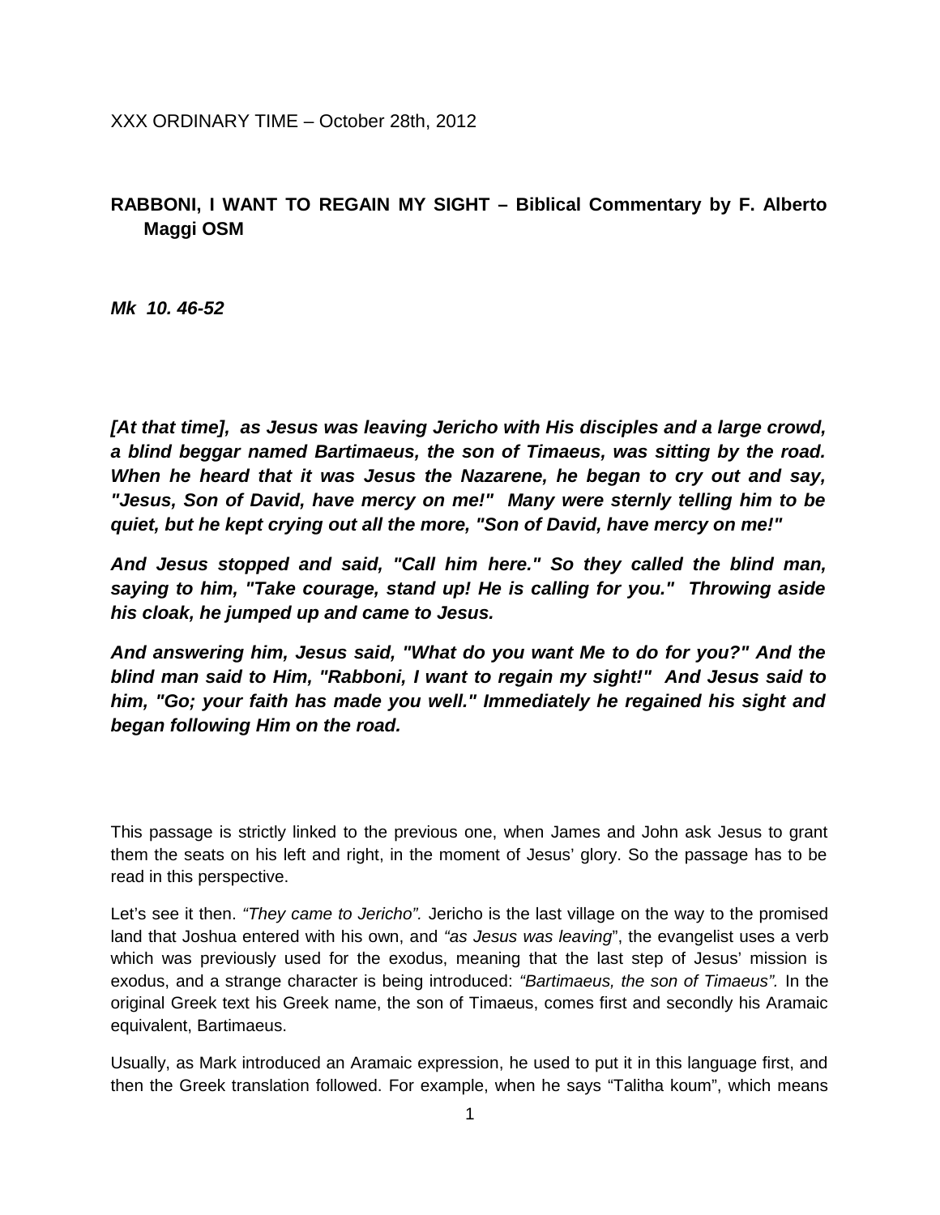XXX ORDINARY TIME – October 28th, 2012

## RABBONI, I WANT TO REGAIN MY SIGHT – Biblical Commentary by F. Alberto Maggi OSM

***Mk 10. 46-52***

***[At that time], as Jesus was leaving Jericho with His disciples and a large crowd, a blind beggar named Bartimaeus, the son of Timaeus, was sitting by the road. When he heard that it was Jesus the Nazarene, he began to cry out and say, "Jesus, Son of David, have mercy on me!" Many were sternly telling him to be quiet, but he kept crying out all the more, "Son of David, have mercy on me!"***

***And Jesus stopped and said, "Call him here." So they called the blind man, saying to him, "Take courage, stand up! He is calling for you." Throwing aside his cloak, he jumped up and came to Jesus.***

***And answering him, Jesus said, "What do you want Me to do for you?" And the blind man said to Him, "Rabboni, I want to regain my sight!" And Jesus said to him, "Go; your faith has made you well." Immediately he regained his sight and began following Him on the road.***

This passage is strictly linked to the previous one, when James and John ask Jesus to grant them the seats on his left and right, in the moment of Jesus' glory. So the passage has to be read in this perspective.

Let's see it then. *"They came to Jericho".* Jericho is the last village on the way to the promised land that Joshua entered with his own, and *"as Jesus was leaving*", the evangelist uses a verb which was previously used for the exodus, meaning that the last step of Jesus' mission is exodus, and a strange character is being introduced: *"Bartimaeus, the son of Timaeus".* In the original Greek text his Greek name, the son of Timaeus, comes first and secondly his Aramaic equivalent, Bartimaeus.

Usually, as Mark introduced an Aramaic expression, he used to put it in this language first, and then the Greek translation followed. For example, when he says "Talitha koum", which means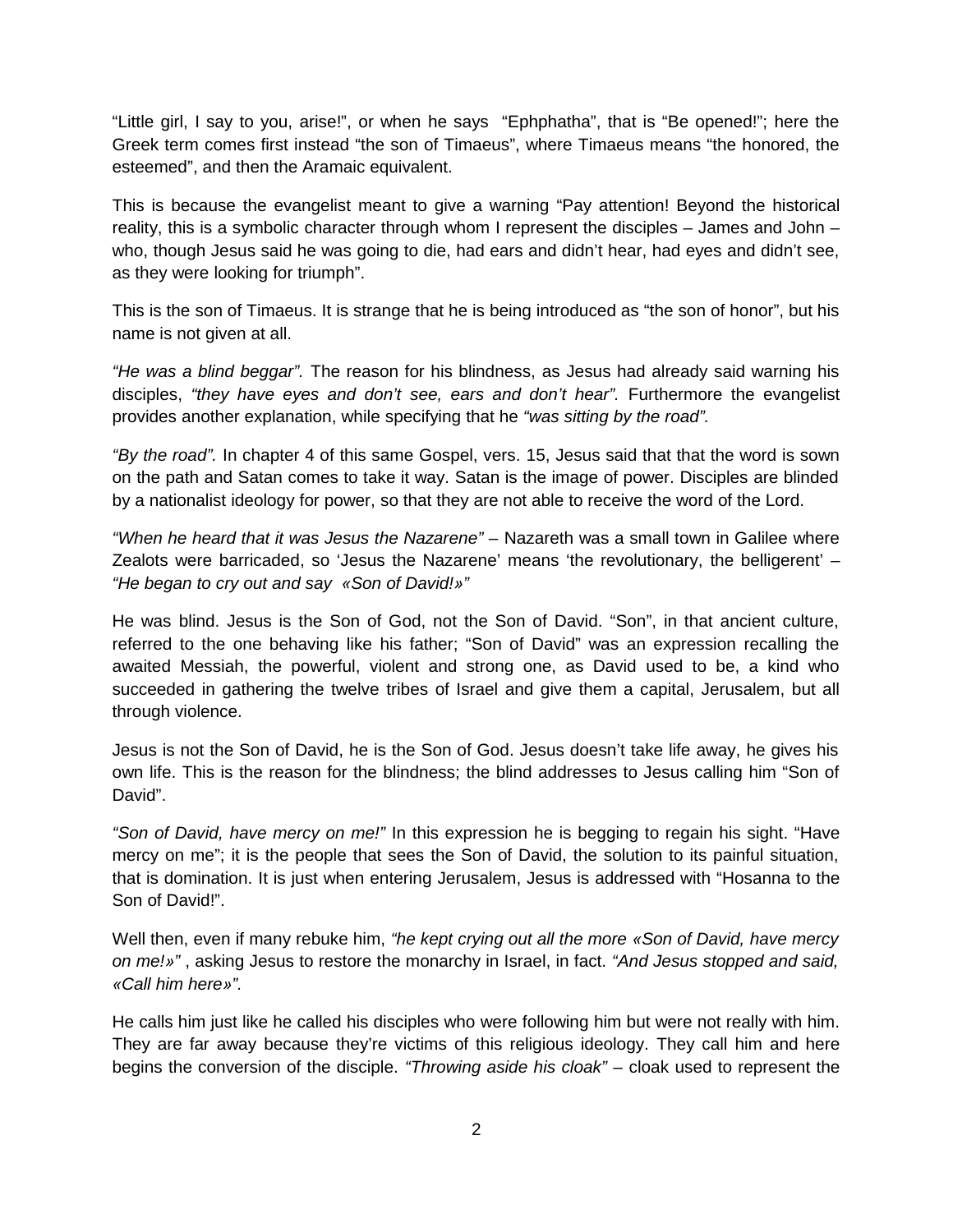"Little girl, I say to you, arise!", or when he says "Ephphatha", that is "Be opened!"; here the Greek term comes first instead "the son of Timaeus", where Timaeus means "the honored, the esteemed", and then the Aramaic equivalent.

This is because the evangelist meant to give a warning "Pay attention! Beyond the historical reality, this is a symbolic character through whom I represent the disciples – James and John – who, though Jesus said he was going to die, had ears and didn't hear, had eyes and didn't see, as they were looking for triumph".

This is the son of Timaeus. It is strange that he is being introduced as "the son of honor", but his name is not given at all.

*"He was a blind beggar".* The reason for his blindness, as Jesus had already said warning his disciples, *"they have eyes and don't see, ears and don't hear".* Furthermore the evangelist provides another explanation, while specifying that he *"was sitting by the road".*

*"By the road".* In chapter 4 of this same Gospel, vers. 15, Jesus said that that the word is sown on the path and Satan comes to take it way. Satan is the image of power. Disciples are blinded by a nationalist ideology for power, so that they are not able to receive the word of the Lord.

*"When he heard that it was Jesus the Nazarene"* – Nazareth was a small town in Galilee where Zealots were barricaded, so 'Jesus the Nazarene' means 'the revolutionary, the belligerent' – *"He began to cry out and say «Son of David!»"*

He was blind. Jesus is the Son of God, not the Son of David. "Son", in that ancient culture, referred to the one behaving like his father; "Son of David" was an expression recalling the awaited Messiah, the powerful, violent and strong one, as David used to be, a kind who succeeded in gathering the twelve tribes of Israel and give them a capital, Jerusalem, but all through violence.

Jesus is not the Son of David, he is the Son of God. Jesus doesn't take life away, he gives his own life. This is the reason for the blindness; the blind addresses to Jesus calling him "Son of David".

*"Son of David, have mercy on me!"* In this expression he is begging to regain his sight. "Have mercy on me"; it is the people that sees the Son of David, the solution to its painful situation, that is domination. It is just when entering Jerusalem, Jesus is addressed with "Hosanna to the Son of David!".

Well then, even if many rebuke him, *"he kept crying out all the more «Son of David, have mercy on me!»"* , asking Jesus to restore the monarchy in Israel, in fact. *"And Jesus stopped and said, «Call him here»".*

He calls him just like he called his disciples who were following him but were not really with him. They are far away because they're victims of this religious ideology. They call him and here begins the conversion of the disciple. *"Throwing aside his cloak"* – cloak used to represent the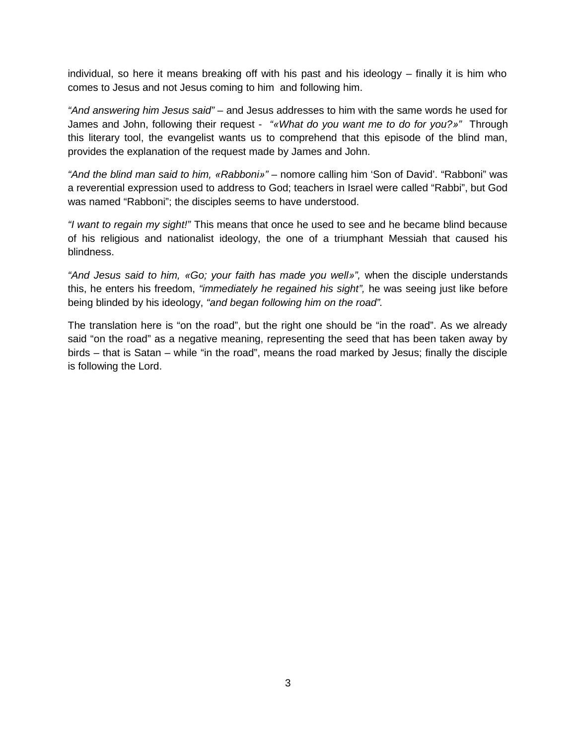individual, so here it means breaking off with his past and his ideology – finally it is him who comes to Jesus and not Jesus coming to him and following him.

*"And answering him Jesus said"* – and Jesus addresses to him with the same words he used for James and John, following their request - *"«What do you want me to do for you?»"* Through this literary tool, the evangelist wants us to comprehend that this episode of the blind man, provides the explanation of the request made by James and John.

*"And the blind man said to him, «Rabboni»"* – nomore calling him 'Son of David'. "Rabboni" was a reverential expression used to address to God; teachers in Israel were called "Rabbi", but God was named "Rabboni"; the disciples seems to have understood.

*"I want to regain my sight!"* This means that once he used to see and he became blind because of his religious and nationalist ideology, the one of a triumphant Messiah that caused his blindness.

*"And Jesus said to him, «Go; your faith has made you well»",* when the disciple understands this, he enters his freedom, *"immediately he regained his sight",* he was seeing just like before being blinded by his ideology, *"and began following him on the road".*

The translation here is "on the road", but the right one should be "in the road". As we already said "on the road" as a negative meaning, representing the seed that has been taken away by birds – that is Satan – while "in the road", means the road marked by Jesus; finally the disciple is following the Lord.